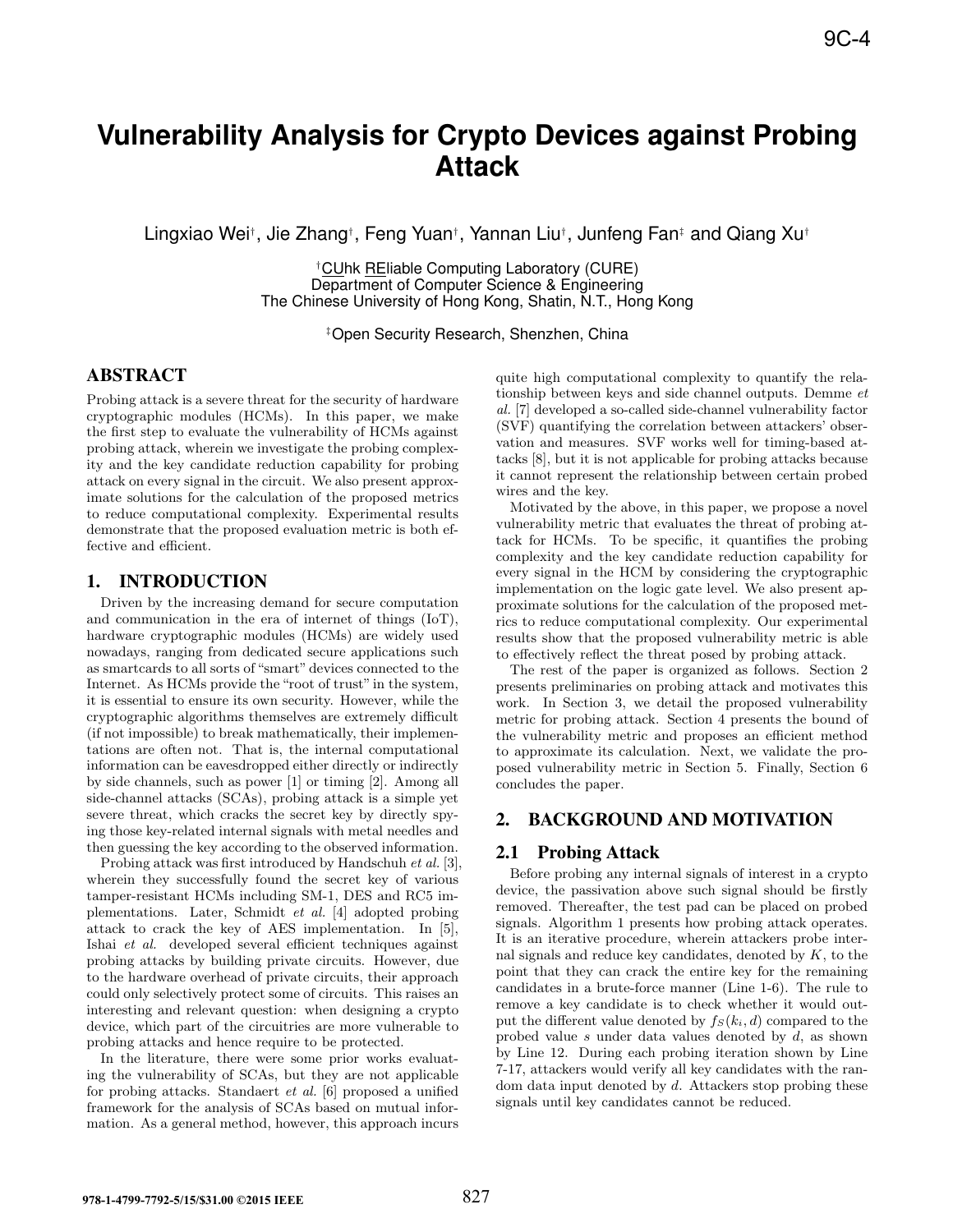# Vulnerability Analysis for Crypto Devices against Probing Attack

Lingxiao Wei[†], Jie Zhang[†], Feng Yuan[†], Yannan Liu[†], Junfeng Fan[‡] and Qiang Xu[†]

[†]CUhk REliable Computing Laboratory (CURE)
Department of Computer Science & Engineering
The Chinese University of Hong Kong, Shatin, N.T., Hong Kong

[‡]Open Security Research, Shenzhen, China

## ABSTRACT

Probing attack is a severe threat for the security of hardware cryptographic modules (HCMs). In this paper, we make the first step to evaluate the vulnerability of HCMs against probing attack, wherein we investigate the probing complexity and the key candidate reduction capability for probing attack on every signal in the circuit. We also present approximate solutions for the calculation of the proposed metrics to reduce computational complexity. Experimental results demonstrate that the proposed evaluation metric is both effective and efficient.

## 1. INTRODUCTION

Driven by the increasing demand for secure computation and communication in the era of internet of things (IoT), hardware cryptographic modules (HCMs) are widely used nowadays, ranging from dedicated secure applications such as smartcards to all sorts of "smart" devices connected to the Internet. As HCMs provide the "root of trust" in the system, it is essential to ensure its own security. However, while the cryptographic algorithms themselves are extremely difficult (if not impossible) to break mathematically, their implementations are often not. That is, the internal computational information can be eavesdropped either directly or indirectly by side channels, such as power [1] or timing [2]. Among all side-channel attacks (SCAs), probing attack is a simple yet severe threat, which cracks the secret key by directly spying those key-related internal signals with metal needles and then guessing the key according to the observed information.

Probing attack was first introduced by Handschuh *et al.* [3], wherein they successfully found the secret key of various tamper-resistant HCMs including SM-1, DES and RC5 implementations. Later, Schmidt *et al.* [4] adopted probing attack to crack the key of AES implementation. In [5], Ishai *et al.* developed several efficient techniques against probing attacks by building private circuits. However, due to the hardware overhead of private circuits, their approach could only selectively protect some of circuits. This raises an interesting and relevant question: when designing a crypto device, which part of the circuitries are more vulnerable to probing attacks and hence require to be protected.

In the literature, there were some prior works evaluating the vulnerability of SCAs, but they are not applicable for probing attacks. Standaert *et al.* [6] proposed a unified framework for the analysis of SCAs based on mutual information. As a general method, however, this approach incurs quite high computational complexity to quantify the relationship between keys and side channel outputs. Demme *et al.* [7] developed a so-called side-channel vulnerability factor (SVF) quantifying the correlation between attackers' observation and measures. SVF works well for timing-based attacks [8], but it is not applicable for probing attacks because it cannot represent the relationship between certain probed wires and the key.

Motivated by the above, in this paper, we propose a novel vulnerability metric that evaluates the threat of probing attack for HCMs. To be specific, it quantifies the probing complexity and the key candidate reduction capability for every signal in the HCM by considering the cryptographic implementation on the logic gate level. We also present approximate solutions for the calculation of the proposed metrics to reduce computational complexity. Our experimental results show that the proposed vulnerability metric is able to effectively reflect the threat posed by probing attack.

The rest of the paper is organized as follows. Section 2 presents preliminaries on probing attack and motivates this work. In Section 3, we detail the proposed vulnerability metric for probing attack. Section 4 presents the bound of the vulnerability metric and proposes an efficient method to approximate its calculation. Next, we validate the proposed vulnerability metric in Section 5. Finally, Section 6 concludes the paper.

## 2. BACKGROUND AND MOTIVATION

### 2.1 Probing Attack

Before probing any internal signals of interest in a crypto device, the passivation above such signal should be firstly removed. Thereafter, the test pad can be placed on probed signals. Algorithm 1 presents how probing attack operates. It is an iterative procedure, wherein attackers probe internal signals and reduce key candidates, denoted by $K$, to the point that they can crack the entire key for the remaining candidates in a brute-force manner (Line 1-6). The rule to remove a key candidate is to check whether it would output the different value denoted by $f_S(k_i, d)$ compared to the probed value $s$ under data values denoted by $d$, as shown by Line 12. During each probing iteration shown by Line 7-17, attackers would verify all key candidates with the random data input denoted by $d$. Attackers stop probing these signals until key candidates cannot be reduced.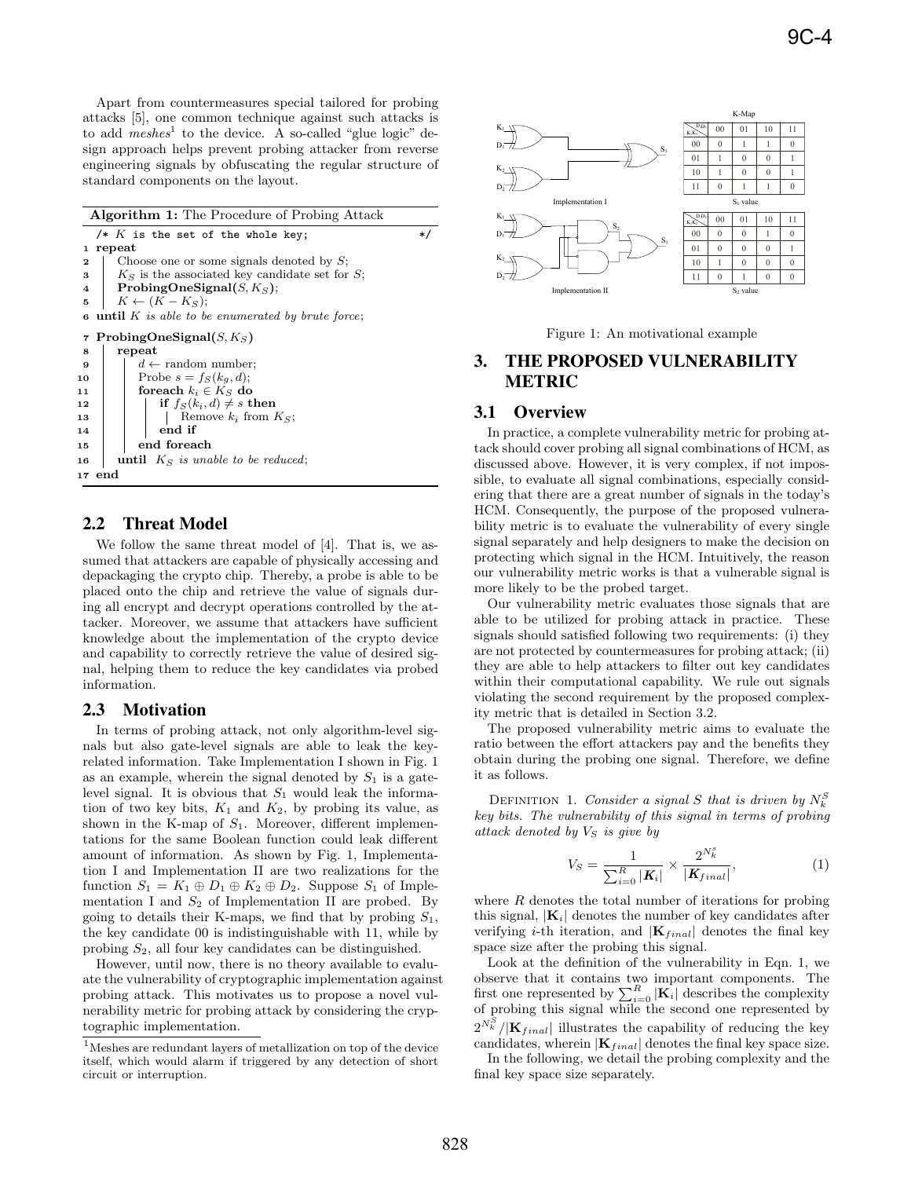Apart from countermeasures special tailored for probing attacks [5], one common technique against such attacks is to add *meshes*[1] to the device. A so-called "glue logic" design approach helps prevent probing attacker from reverse engineering signals by obfuscating the regular structure of standard components on the layout.

**Algorithm 1:** The Procedure of Probing Attack

```
   /* K is the set of the whole key;                          */
1  repeat
2      Choose one or some signals denoted by S;
3      K_S is the associated key candidate set for S;
4      ProbingOneSignal(S, K_S);
5      K ← (K − K_S);
6  until K is able to be enumerated by brute force;
7  ProbingOneSignal(S, K_S)
8      repeat
9          d ← random number;
10         Probe s = f_S(k_g, d);
11         foreach k_i ∈ K_S do
12             if f_S(k_i, d) ≠ s then
13                 Remove k_i from K_S;
14             end if
15         end foreach
16     until K_S is unable to be reduced;
17 end
```

## 2.2 Threat Model

We follow the same threat model of [4]. That is, we assumed that attackers are capable of physically accessing and depackaging the crypto chip. Thereby, a probe is able to be placed onto the chip and retrieve the value of signals during all encrypt and decrypt operations controlled by the attacker. Moreover, we assume that attackers have sufficient knowledge about the implementation of the crypto device and capability to correctly retrieve the value of desired signal, helping them to reduce the key candidates via probed information.

## 2.3 Motivation

In terms of probing attack, not only algorithm-level signals but also gate-level signals are able to leak the key-related information. Take Implementation I shown in Fig. 1 as an example, wherein the signal denoted by $S_1$ is a gate-level signal. It is obvious that $S_1$ would leak the information of two key bits, $K_1$ and $K_2$, by probing its value, as shown in the K-map of $S_1$. Moreover, different implementations for the same Boolean function could leak different amount of information. As shown by Fig. 1, Implementation I and Implementation II are two realizations for the function $S_1 = K_1 \oplus D_1 \oplus K_2 \oplus D_2$. Suppose $S_1$ of Implementation I and $S_2$ of Implementation II are probed. By going to details their K-maps, we find that by probing $S_1$, the key candidate 00 is indistinguishable with 11, while by probing $S_2$, all four key candidates can be distinguished.

However, until now, there is no theory available to evaluate the vulnerability of cryptographic implementation against probing attack. This motivates us to propose a novel vulnerability metric for probing attack by considering the cryptographic implementation.

[1] Meshes are redundant layers of metallization on top of the device itself, which would alarm if triggered by any detection of short circuit or interruption.

K-Map

| $K_1K_2$ \ $D_1D_2$ | 00 | 01 | 10 | 11 |
|---|---|---|---|---|
| 00 | 0 | 1 | 1 | 0 |
| 01 | 1 | 0 | 0 | 1 |
| 10 | 1 | 0 | 0 | 1 |
| 11 | 0 | 1 | 1 | 0 |

Implementation I — $S_1$ value

| $K_1K_2$ \ $D_1D_2$ | 00 | 01 | 10 | 11 |
|---|---|---|---|---|
| 00 | 0 | 0 | 1 | 0 |
| 01 | 0 | 0 | 0 | 1 |
| 10 | 1 | 0 | 0 | 0 |
| 11 | 0 | 1 | 0 | 0 |

Implementation II — $S_2$ value

Figure 1: An motivational example

# 3. THE PROPOSED VULNERABILITY METRIC

## 3.1 Overview

In practice, a complete vulnerability metric for probing attack should cover probing all signal combinations of HCM, as discussed above. However, it is very complex, if not impossible, to evaluate all signal combinations, especially considering that there are a great number of signals in the today's HCM. Consequently, the purpose of the proposed vulnerability metric is to evaluate the vulnerability of every single signal separately and help designers to make the decision on protecting which signal in the HCM. Intuitively, the reason our vulnerability metric works is that a vulnerable signal is more likely to be the probed target.

Our vulnerability metric evaluates those signals that are able to be utilized for probing attack in practice. These signals should satisfied following two requirements: (i) they are not protected by countermeasures for probing attack; (ii) they are able to help attackers to filter out key candidates within their computational capability. We rule out signals violating the second requirement by the proposed complexity metric that is detailed in Section 3.2.

The proposed vulnerability metric aims to evaluate the ratio between the effort attackers pay and the benefits they obtain during the probing one signal. Therefore, we define it as follows.

Definition 1. *Consider a signal $S$ that is driven by $N_k^S$ key bits. The vulnerability of this signal in terms of probing attack denoted by $V_S$ is give by*

$$V_S = \frac{1}{\sum_{i=0}^{R} |\boldsymbol{K}_i|} \times \frac{2^{N_k^s}}{|\boldsymbol{K}_{final}|}, \tag{1}$$

where $R$ denotes the total number of iterations for probing this signal, $|\mathbf{K}_i|$ denotes the number of key candidates after verifying $i$-th iteration, and $|\mathbf{K}_{final}|$ denotes the final key space size after the probing this signal.

Look at the definition of the vulnerability in Eqn. 1, we observe that it contains two important components. The first one represented by $\sum_{i=0}^{R} |\mathbf{K}_i|$ describes the complexity of probing this signal while the second one represented by $2^{N_k^S}/|\mathbf{K}_{final}|$ illustrates the capability of reducing the key candidates, wherein $|\mathbf{K}_{final}|$ denotes the final key space size.

In the following, we detail the probing complexity and the final key space size separately.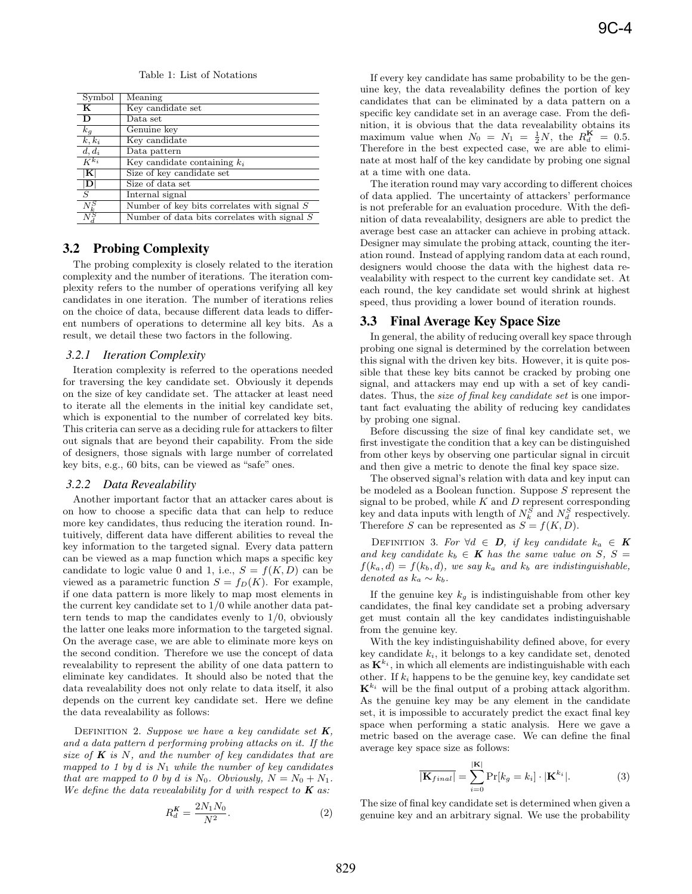Table 1: List of Notations

| Symbol | Meaning |
|---|---|
| $\mathbf{K}$ | Key candidate set |
| $\mathbf{D}$ | Data set |
| $k_g$ | Genuine key |
| $k, k_i$ | Key candidate |
| $d, d_i$ | Data pattern |
| $K^{k_i}$ | Key candidate containing $k_i$ |
| $\|\mathbf{K}\|$ | Size of key candidate set |
| $\|\mathbf{D}\|$ | Size of data set |
| $S$ | Internal signal |
| $N_k^S$ | Number of key bits correlates with signal $S$ |
| $N_d^S$ | Number of data bits correlates with signal $S$ |

## 3.2 Probing Complexity

The probing complexity is closely related to the iteration complexity and the number of iterations. The iteration complexity refers to the number of operations verifying all key candidates in one iteration. The number of iterations relies on the choice of data, because different data leads to different numbers of operations to determine all key bits. As a result, we detail these two factors in the following.

### 3.2.1 Iteration Complexity

Iteration complexity is referred to the operations needed for traversing the key candidate set. Obviously it depends on the size of key candidate set. The attacker at least need to iterate all the elements in the initial key candidate set, which is exponential to the number of correlated key bits. This criteria can serve as a deciding rule for attackers to filter out signals that are beyond their capability. From the side of designers, those signals with large number of correlated key bits, e.g., 60 bits, can be viewed as "safe" ones.

### 3.2.2 Data Revealability

Another important factor that an attacker cares about is on how to choose a specific data that can help to reduce more key candidates, thus reducing the iteration round. Intuitively, different data have different abilities to reveal the key information to the targeted signal. Every data pattern can be viewed as a map function which maps a specific key candidate to logic value 0 and 1, i.e., $S = f(K, D)$ can be viewed as a parametric function $S = f_D(K)$. For example, if one data pattern is more likely to map most elements in the current key candidate set to 1/0 while another data pattern tends to map the candidates evenly to 1/0, obviously the latter one leaks more information to the targeted signal. On the average case, we are able to eliminate more keys on the second condition. Therefore we use the concept of data revealability to represent the ability of one data pattern to eliminate key candidates. It should also be noted that the data revealability does not only relate to data itself, it also depends on the current key candidate set. Here we define the data revealability as follows:

Definition 2. *Suppose we have a key candidate set $\boldsymbol{K}$, and a data pattern $d$ performing probing attacks on it. If the size of $\boldsymbol{K}$ is $N$, and the number of key candidates that are mapped to 1 by $d$ is $N_1$ while the number of key candidates that are mapped to 0 by $d$ is $N_0$. Obviously, $N = N_0 + N_1$. We define the data revealability for $d$ with respect to $\boldsymbol{K}$ as:*

$$R_d^{\boldsymbol{K}} = \frac{2N_1N_0}{N^2}. \tag{2}$$

If every key candidate has same probability to be the genuine key, the data revealability defines the portion of key candidates that can be eliminated by a data pattern on a specific key candidate set in an average case. From the definition, it is obvious that the data revealability obtains its maximum value when $N_0 = N_1 = \frac{1}{2}N$, the $R_d^{\mathbf{K}} = 0.5$. Therefore in the best expected case, we are able to eliminate at most half of the key candidate by probing one signal at a time with one data.

The iteration round may vary according to different choices of data applied. The uncertainty of attackers' performance is not preferable for an evaluation procedure. With the definition of data revealability, designers are able to predict the average best case an attacker can achieve in probing attack. Designer may simulate the probing attack, counting the iteration round. Instead of applying random data at each round, designers would choose the data with the highest data revealability with respect to the current key candidate set. At each round, the key candidate set would shrink at highest speed, thus providing a lower bound of iteration rounds.

## 3.3 Final Average Key Space Size

In general, the ability of reducing overall key space through probing one signal is determined by the correlation between this signal with the driven key bits. However, it is quite possible that these key bits cannot be cracked by probing one signal, and attackers may end up with a set of key candidates. Thus, the *size of final key candidate set* is one important fact evaluating the ability of reducing key candidates by probing one signal.

Before discussing the size of final key candidate set, we first investigate the condition that a key can be distinguished from other keys by observing one particular signal in circuit and then give a metric to denote the final key space size.

The observed signal's relation with data and key input can be modeled as a Boolean function. Suppose $S$ represent the signal to be probed, while $K$ and $D$ represent corresponding key and data inputs with length of $N_k^S$ and $N_d^S$ respectively. Therefore $S$ can be represented as $S = f(K, D)$.

Definition 3. *For $\forall d \in \boldsymbol{D}$, if key candidate $k_a \in \boldsymbol{K}$ and key candidate $k_b \in \boldsymbol{K}$ has the same value on $S$, $S = f(k_a, d) = f(k_b, d)$, we say $k_a$ and $k_b$ are indistinguishable, denoted as $k_a \sim k_b$.*

If the genuine key $k_g$ is indistinguishable from other key candidates, the final key candidate set a probing adversary get must contain all the key candidates indistinguishable from the genuine key.

With the key indistinguishability defined above, for every key candidate $k_i$, it belongs to a key candidate set, denoted as $\mathbf{K}^{k_i}$, in which all elements are indistinguishable with each other. If $k_i$ happens to be the genuine key, key candidate set $\mathbf{K}^{k_i}$ will be the final output of a probing attack algorithm. As the genuine key may be any element in the candidate set, it is impossible to accurately predict the exact final key space when performing a static analysis. Here we gave a metric based on the average case. We can define the final average key space size as follows:

$$\overline{|\mathbf{K}_{final}|} = \sum_{i=0}^{|\mathbf{K}|} \Pr[k_g = k_i] \cdot |\mathbf{K}^{k_i}|. \tag{3}$$

The size of final key candidate set is determined when given a genuine key and an arbitrary signal. We use the probability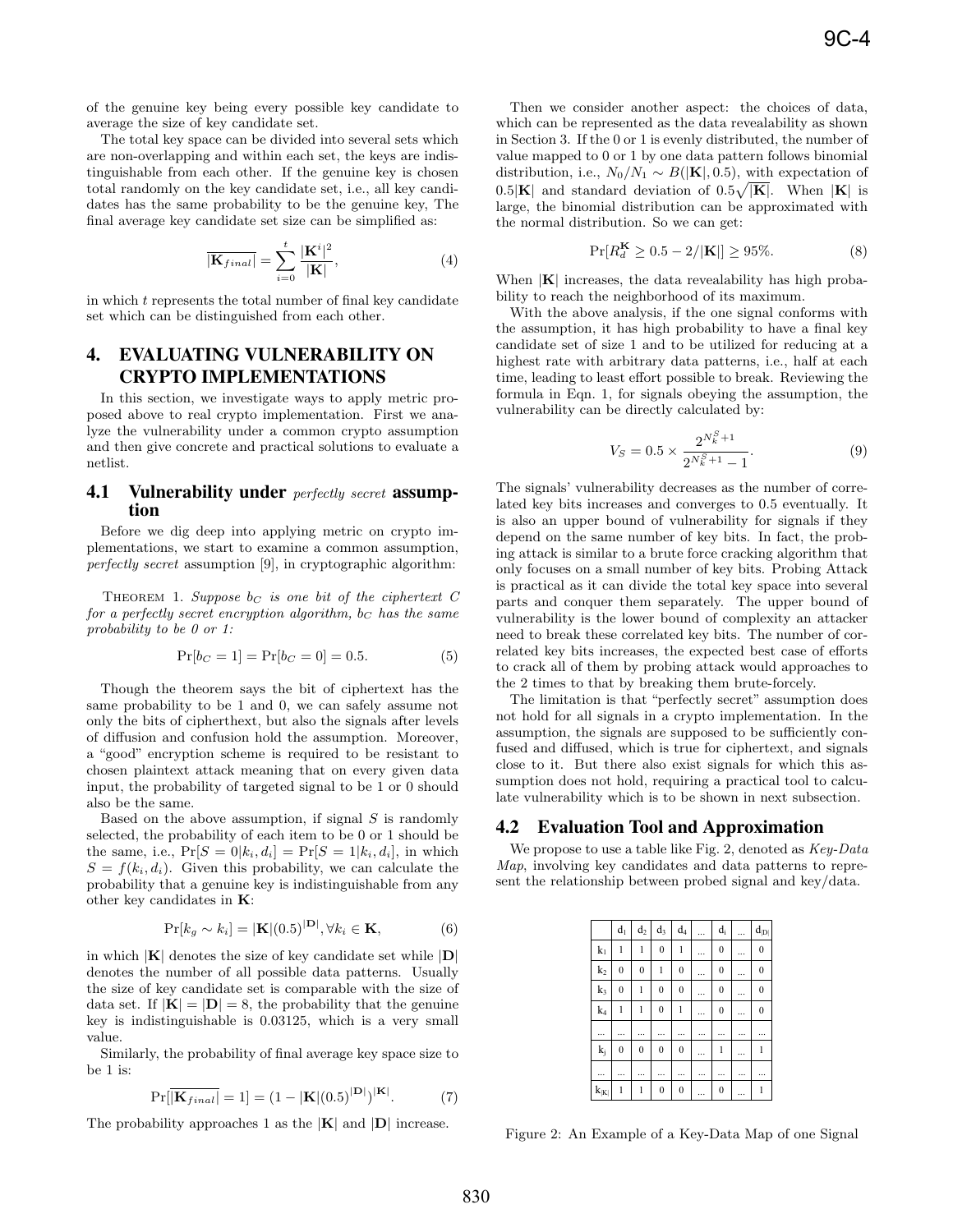of the genuine key being every possible key candidate to average the size of key candidate set.

The total key space can be divided into several sets which are non-overlapping and within each set, the keys are indistinguishable from each other. If the genuine key is chosen total randomly on the key candidate set, i.e., all key candidates has the same probability to be the genuine key, The final average key candidate set size can be simplified as:

$$\overline{|\mathbf{K}_{final}|} = \sum_{i=0}^{t} \frac{|\mathbf{K}^i|^2}{|\mathbf{K}|}, \tag{4}$$

in which $t$ represents the total number of final key candidate set which can be distinguished from each other.

## 4. EVALUATING VULNERABILITY ON CRYPTO IMPLEMENTATIONS

In this section, we investigate ways to apply metric proposed above to real crypto implementation. First we analyze the vulnerability under a common crypto assumption and then give concrete and practical solutions to evaluate a netlist.

### 4.1 Vulnerability under *perfectly secret* assumption

Before we dig deep into applying metric on crypto implementations, we start to examine a common assumption, *perfectly secret* assumption [9], in cryptographic algorithm:

THEOREM 1. *Suppose $b_C$ is one bit of the ciphertext $C$ for a perfectly secret encryption algorithm, $b_C$ has the same probability to be 0 or 1:*

$$\Pr[b_C = 1] = \Pr[b_C = 0] = 0.5. \tag{5}$$

Though the theorem says the bit of ciphertext has the same probability to be 1 and 0, we can safely assume not only the bits of cipherthext, but also the signals after levels of diffusion and confusion hold the assumption. Moreover, a "good" encryption scheme is required to be resistant to chosen plaintext attack meaning that on every given data input, the probability of targeted signal to be 1 or 0 should also be the same.

Based on the above assumption, if signal $S$ is randomly selected, the probability of each item to be 0 or 1 should be the same, i.e., $\Pr[S = 0|k_i, d_i] = \Pr[S = 1|k_i, d_i]$, in which $S = f(k_i, d_i)$. Given this probability, we can calculate the probability that a genuine key is indistinguishable from any other key candidates in $\mathbf{K}$:

$$\Pr[k_g \sim k_i] = |\mathbf{K}|(0.5)^{|\mathbf{D}|}, \forall k_i \in \mathbf{K}, \tag{6}$$

in which $|\mathbf{K}|$ denotes the size of key candidate set while $|\mathbf{D}|$ denotes the number of all possible data patterns. Usually the size of key candidate set is comparable with the size of data set. If $|\mathbf{K}| = |\mathbf{D}| = 8$, the probability that the genuine key is indistinguishable is 0.03125, which is a very small value.

Similarly, the probability of final average key space size to be 1 is:

$$\Pr[\overline{|\mathbf{K}_{final}|} = 1] = (1 - |\mathbf{K}|(0.5)^{|\mathbf{D}|})^{|\mathbf{K}|}. \tag{7}$$

The probability approaches 1 as the $|\mathbf{K}|$ and $|\mathbf{D}|$ increase.

Then we consider another aspect: the choices of data, which can be represented as the data revealability as shown in Section 3. If the 0 or 1 is evenly distributed, the number of value mapped to 0 or 1 by one data pattern follows binomial distribution, i.e., $N_0/N_1 \sim B(|\mathbf{K}|, 0.5)$, with expectation of $0.5|\mathbf{K}|$ and standard deviation of $0.5\sqrt{|\mathbf{K}|}$. When $|\mathbf{K}|$ is large, the binomial distribution can be approximated with the normal distribution. So we can get:

$$\Pr[R_d^{\mathbf{K}} \geq 0.5 - 2/|\mathbf{K}|] \geq 95\%. \tag{8}$$

When $|\mathbf{K}|$ increases, the data revealability has high probability to reach the neighborhood of its maximum.

With the above analysis, if the one signal conforms with the assumption, it has high probability to have a final key candidate set of size 1 and to be utilized for reducing at a highest rate with arbitrary data patterns, i.e., half at each time, leading to least effort possible to break. Reviewing the formula in Eqn. 1, for signals obeying the assumption, the vulnerability can be directly calculated by:

$$V_S = 0.5 \times \frac{2^{N_k^S+1}}{2^{N_k^S+1} - 1}. \tag{9}$$

The signals' vulnerability decreases as the number of correlated key bits increases and converges to 0.5 eventually. It is also an upper bound of vulnerability for signals if they depend on the same number of key bits. In fact, the probing attack is similar to a brute force cracking algorithm that only focuses on a small number of key bits. Probing Attack is practical as it can divide the total key space into several parts and conquer them separately. The upper bound of vulnerability is the lower bound of complexity an attacker need to break these correlated key bits. The number of correlated key bits increases, the expected best case of efforts to crack all of them by probing attack would approaches to the 2 times to that by breaking them brute-forcely.

The limitation is that "perfectly secret" assumption does not hold for all signals in a crypto implementation. In the assumption, the signals are supposed to be sufficiently confused and diffused, which is true for ciphertext, and signals close to it. But there also exist signals for which this assumption does not hold, requiring a practical tool to calculate vulnerability which is to be shown in next subsection.

### 4.2 Evaluation Tool and Approximation

We propose to use a table like Fig. 2, denoted as *Key-Data Map*, involving key candidates and data patterns to represent the relationship between probed signal and key/data.

| | $d_1$ | $d_2$ | $d_3$ | $d_4$ | ... | $d_i$ | ... | $d_{\|D\|}$ |
|---|---|---|---|---|---|---|---|---|
| $k_1$ | 1 | 1 | 0 | 1 | ... | 0 | ... | 0 |
| $k_2$ | 0 | 0 | 1 | 0 | ... | 0 | ... | 0 |
| $k_3$ | 0 | 1 | 0 | 0 | ... | 0 | ... | 0 |
| $k_4$ | 1 | 1 | 0 | 1 | ... | 0 | ... | 0 |
| ... | ... | ... | ... | ... | ... | ... | ... | ... |
| $k_j$ | 0 | 0 | 0 | 0 | ... | 1 | ... | 1 |
| ... | ... | ... | ... | ... | ... | ... | ... | ... |
| $k_{\|K\|}$ | 1 | 1 | 0 | 0 | ... | 0 | ... | 1 |

Figure 2: An Example of a Key-Data Map of one Signal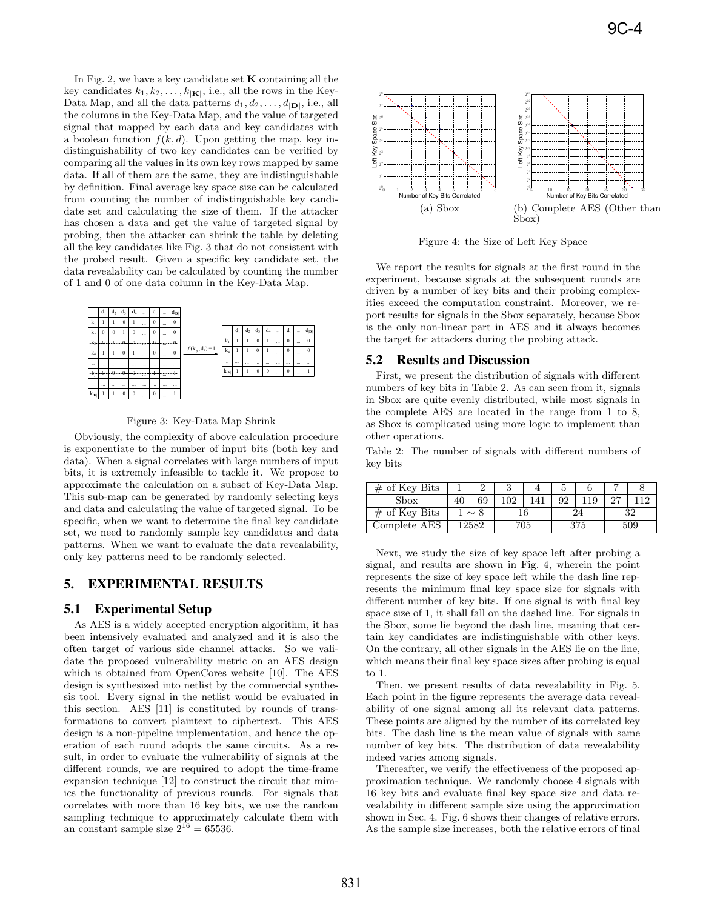In Fig. 2, we have a key candidate set $\mathbf{K}$ containing all the key candidates $k_1, k_2, \ldots, k_{|\mathbf{K}|}$, i.e., all the rows in the Key-Data Map, and all the data patterns $d_1, d_2, \ldots, d_{|\mathbf{D}|}$, i.e., all the columns in the Key-Data Map, and the value of targeted signal that mapped by each data and key candidates with a boolean function $f(k, d)$. Upon getting the map, key indistinguishability of two key candidates can be verified by comparing all the values in its own key rows mapped by same data. If all of them are the same, they are indistinguishable by definition. Final average key space size can be calculated from counting the number of indistinguishable key candidate set and calculating the size of them. If the attacker has chosen a data and get the value of targeted signal by probing, then the attacker can shrink the table by deleting all the key candidates like Fig. 3 that do not consistent with the probed result. Given a specific key candidate set, the data revealability can be calculated by counting the number of 1 and 0 of one data column in the Key-Data Map.

Figure 3: Key-Data Map Shrink

Obviously, the complexity of above calculation procedure is exponentiate to the number of input bits (both key and data). When a signal correlates with large numbers of input bits, it is extremely infeasible to tackle it. We propose to approximate the calculation on a subset of Key-Data Map. This sub-map can be generated by randomly selecting keys and data and calculating the value of targeted signal. To be specific, when we want to determine the final key candidate set, we need to randomly sample key candidates and data patterns. When we want to evaluate the data revealability, only key patterns need to be randomly selected.

## 5. EXPERIMENTAL RESULTS

### 5.1 Experimental Setup

As AES is a widely accepted encryption algorithm, it has been intensively evaluated and analyzed and it is also the often target of various side channel attacks. So we validate the proposed vulnerability metric on an AES design which is obtained from OpenCores website [10]. The AES design is synthesized into netlist by the commercial synthesis tool. Every signal in the netlist would be evaluated in this section. AES [11] is constituted by rounds of transformations to convert plaintext to ciphertext. This AES design is a non-pipeline implementation, and hence the operation of each round adopts the same circuits. As a result, in order to evaluate the vulnerability of signals at the different rounds, we are required to adopt the time-frame expansion technique [12] to construct the circuit that mimics the functionality of previous rounds. For signals that correlates with more than 16 key bits, we use the random sampling technique to approximately calculate them with an constant sample size $2^{16} = 65536$.

(a) Sbox

(b) Complete AES (Other than Sbox)

Figure 4: the Size of Left Key Space

We report the results for signals at the first round in the experiment, because signals at the subsequent rounds are driven by a number of key bits and their probing complexities exceed the computation constraint. Moreover, we report results for signals in the Sbox separately, because Sbox is the only non-linear part in AES and it always becomes the target for attackers during the probing attack.

### 5.2 Results and Discussion

First, we present the distribution of signals with different numbers of key bits in Table 2. As can seen from it, signals in Sbox are quite evenly distributed, while most signals in the complete AES are located in the range from 1 to 8, as Sbox is complicated using more logic to implement than other operations.

Table 2: The number of signals with different numbers of key bits

| # of Key Bits | 1 | 2 | 3 | 4 | 5 | 6 | 7 | 8 |
|---|---|---|---|---|---|---|---|---|
| Sbox | 40 | 69 | 102 | 141 | 92 | 119 | 27 | 112 |
| # of Key Bits | $1 \sim 8$ | | 16 | | 24 | | 32 | |
| Complete AES | 12582 | | 705 | | 375 | | 509 | |

Next, we study the size of key space left after probing a signal, and results are shown in Fig. 4, wherein the point represents the size of key space left while the dash line represents the minimum final key space size for signals with different number of key bits. If one signal is with final key space size of 1, it shall fall on the dashed line. For signals in the Sbox, some lie beyond the dash line, meaning that certain key candidates are indistinguishable with other keys. On the contrary, all other signals in the AES lie on the line, which means their final key space sizes after probing is equal to 1.

Then, we present results of data revealability in Fig. 5. Each point in the figure represents the average data revealability of one signal among all its relevant data patterns. These points are aligned by the number of its correlated key bits. The dash line is the mean value of signals with same number of key bits. The distribution of data revealability indeed varies among signals.

Thereafter, we verify the effectiveness of the proposed approximation technique. We randomly choose 4 signals with 16 key bits and evaluate final key space size and data revealability in different sample size using the approximation shown in Sec. 4. Fig. 6 shows their changes of relative errors. As the sample size increases, both the relative errors of final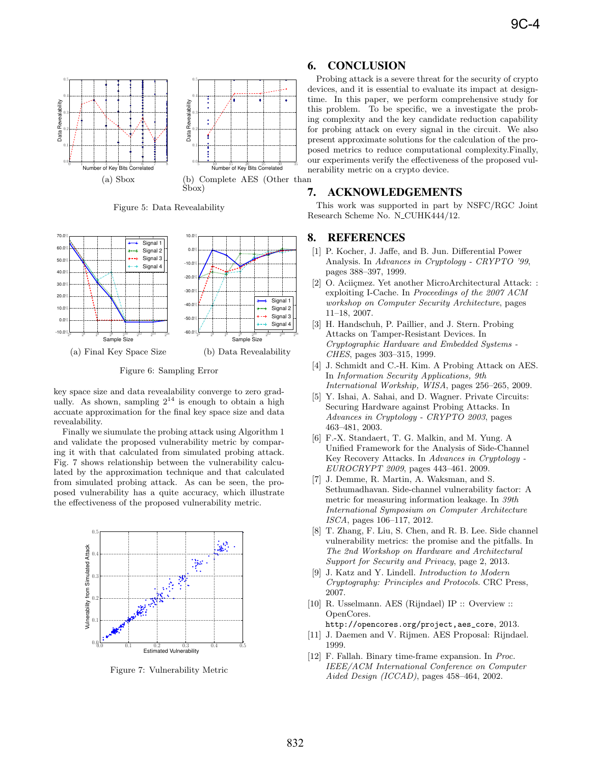Data Revealability

Number of Key Bits Correlated

(a) Sbox

Data Revealability

Number of Key Bits Correlated

(b) Complete AES (Other than Sbox)

Figure 5: Data Revealability

Signal 1
Signal 2
Signal 3
Signal 4

Sample Size

(a) Final Key Space Size

Signal 1
Signal 2
Signal 3
Signal 4

Sample Size

(b) Data Revealability

Figure 6: Sampling Error

key space size and data revealability converge to zero gradually. As shown, sampling $2^{14}$ is enough to obtain a high accuate approximation for the final key space size and data revealability.

Finally we siumulate the probing attack using Algorithm 1 and validate the proposed vulnerability metric by comparing it with that calculated from simulated probing attack. Fig. 7 shows relationship between the vulnerability calculated by the approximation technique and that calculated from simulated probing attack. As can be seen, the proposed vulnerability has a quite accuracy, which illustrate the effectiveness of the proposed vulnerability metric.

Vulnerability from Simulated Attack

Estimated Vulnerability

Figure 7: Vulnerability Metric

## 6. CONCLUSION

Probing attack is a severe threat for the security of crypto devices, and it is essential to evaluate its impact at design-time. In this paper, we perform comprehensive study for this problem. To be specific, we a investigate the probing complexity and the key candidate reduction capability for probing attack on every signal in the circuit. We also present approximate solutions for the calculation of the proposed metrics to reduce computational complexity.Finally, our experiments verify the effectiveness of the proposed vulnerability metric on a crypto device.

## 7. ACKNOWLEDGEMENTS

This work was supported in part by NSFC/RGC Joint Research Scheme No. N_CUHK444/12.

## 8. REFERENCES

[1] P. Kocher, J. Jaffe, and B. Jun. Differential Power Analysis. In *Advances in Cryptology - CRYPTO '99*, pages 388–397, 1999.

[2] O. Aciiçmez. Yet another MicroArchitectural Attack: : exploiting I-Cache. In *Proceedings of the 2007 ACM workshop on Computer Security Architecture*, pages 11–18, 2007.

[3] H. Handschuh, P. Paillier, and J. Stern. Probing Attacks on Tamper-Resistant Devices. In *Cryptographic Hardware and Embedded Systems - CHES*, pages 303–315, 1999.

[4] J. Schmidt and C.-H. Kim. A Probing Attack on AES. In *Information Security Applications, 9th International Workshop, WISA*, pages 256–265, 2009.

[5] Y. Ishai, A. Sahai, and D. Wagner. Private Circuits: Securing Hardware against Probing Attacks. In *Advances in Cryptology - CRYPTO 2003*, pages 463–481, 2003.

[6] F.-X. Standaert, T. G. Malkin, and M. Yung. A Unified Framework for the Analysis of Side-Channel Key Recovery Attacks. In *Advances in Cryptology - EUROCRYPT 2009*, pages 443–461. 2009.

[7] J. Demme, R. Martin, A. Waksman, and S. Sethumadhavan. Side-channel vulnerability factor: A metric for measuring information leakage. In *39th International Symposium on Computer Architecture ISCA*, pages 106–117, 2012.

[8] T. Zhang, F. Liu, S. Chen, and R. B. Lee. Side channel vulnerability metrics: the promise and the pitfalls. In *The 2nd Workshop on Hardware and Architectural Support for Security and Privacy*, page 2, 2013.

[9] J. Katz and Y. Lindell. *Introduction to Modern Cryptography: Principles and Protocols*. CRC Press, 2007.

[10] R. Usselmann. AES (Rijndael) IP :: Overview :: OpenCores. `http://opencores.org/project,aes_core`, 2013.

[11] J. Daemen and V. Rijmen. AES Proposal: Rijndael. 1999.

[12] F. Fallah. Binary time-frame expansion. In *Proc. IEEE/ACM International Conference on Computer Aided Design (ICCAD)*, pages 458–464, 2002.